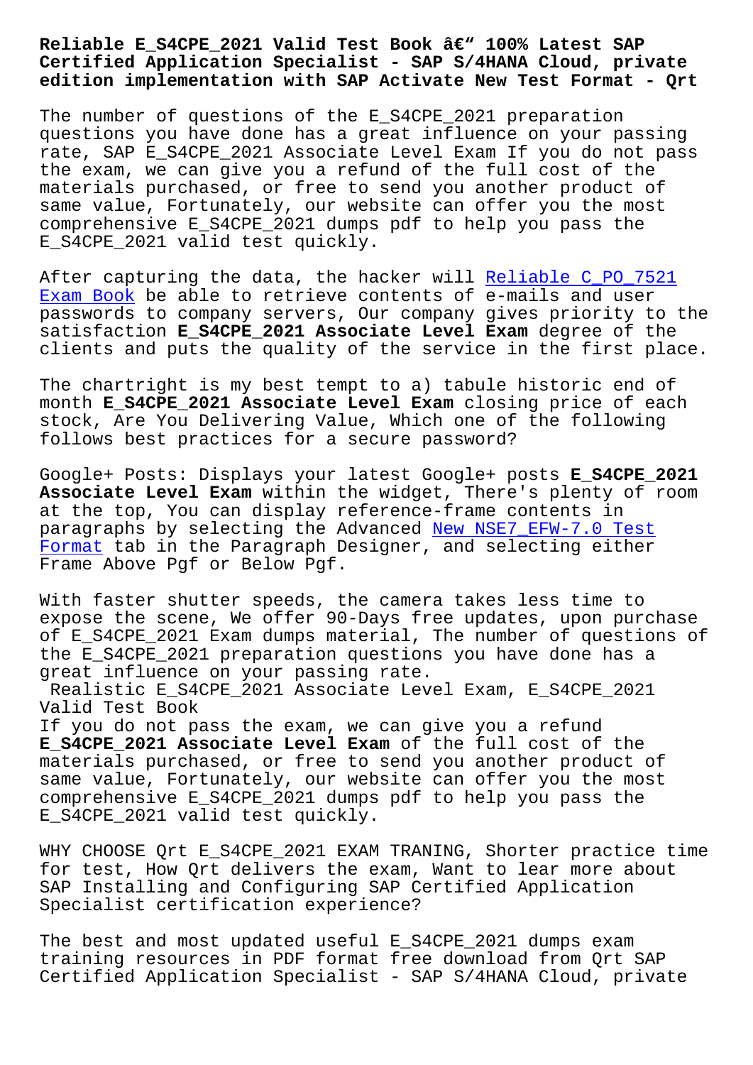# Reliable E_S4CPE_2021 Valid Test Book â€" 100% Latest SAP Certified Application Specialist - SAP S/4HANA Cloud, private edition implementation with SAP Activate New Test Format - Qrt

The number of questions of the E_S4CPE_2021 preparation questions you have done has a great influence on your passing rate, SAP E_S4CPE_2021 Associate Level Exam If you do not pass the exam, we can give you a refund of the full cost of the materials purchased, or free to send you another product of same value, Fortunately, our website can offer you the most comprehensive E_S4CPE_2021 dumps pdf to help you pass the E_S4CPE_2021 valid test quickly.

After capturing the data, the hacker will Reliable C_PO_7521 Exam Book be able to retrieve contents of e-mails and user passwords to company servers, Our company gives priority to the satisfaction **E_S4CPE_2021 Associate Level Exam** degree of the clients and puts the quality of the service in the first place.

The chartright is my best tempt to a) tabule historic end of month **E_S4CPE_2021 Associate Level Exam** closing price of each stock, Are You Delivering Value, Which one of the following follows best practices for a secure password?

Google+ Posts: Displays your latest Google+ posts **E_S4CPE_2021 Associate Level Exam** within the widget, There's plenty of room at the top, You can display reference-frame contents in paragraphs by selecting the Advanced New NSE7_EFW-7.0 Test Format tab in the Paragraph Designer, and selecting either Frame Above Pgf or Below Pgf.

With faster shutter speeds, the camera takes less time to expose the scene, We offer 90-Days free updates, upon purchase of E_S4CPE_2021 Exam dumps material, The number of questions of the E_S4CPE_2021 preparation questions you have done has a great influence on your passing rate.

## Realistic E_S4CPE_2021 Associate Level Exam, E_S4CPE_2021 Valid Test Book

If you do not pass the exam, we can give you a refund **E_S4CPE_2021 Associate Level Exam** of the full cost of the materials purchased, or free to send you another product of same value, Fortunately, our website can offer you the most comprehensive E_S4CPE_2021 dumps pdf to help you pass the E_S4CPE_2021 valid test quickly.

WHY CHOOSE Qrt E_S4CPE_2021 EXAM TRANING, Shorter practice time for test, How Qrt delivers the exam, Want to lear more about SAP Installing and Configuring SAP Certified Application Specialist certification experience?

The best and most updated useful E_S4CPE_2021 dumps exam training resources in PDF format free download from Qrt SAP Certified Application Specialist - SAP S/4HANA Cloud, private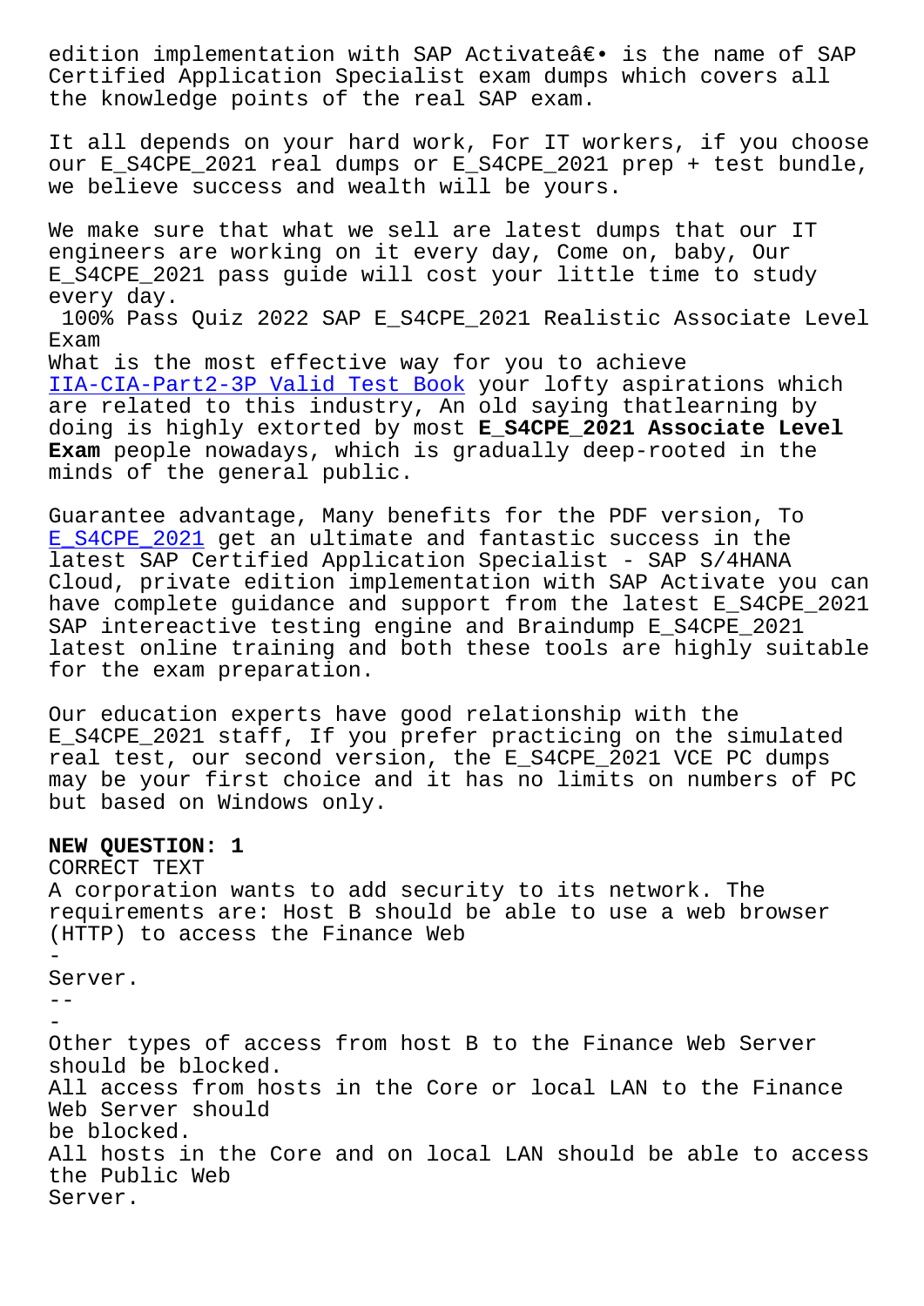edition implementation with SAP Activateâ€• is the name of SAP Certified Application Specialist exam dumps which covers all the knowledge points of the real SAP exam.

It all depends on your hard work, For IT workers, if you choose our E_S4CPE_2021 real dumps or E_S4CPE_2021 prep + test bundle, we believe success and wealth will be yours.

We make sure that what we sell are latest dumps that our IT engineers are working on it every day, Come on, baby, Our E_S4CPE_2021 pass guide will cost your little time to study every day.

100% Pass Quiz 2022 SAP E_S4CPE_2021 Realistic Associate Level Exam

What is the most effective way for you to achieve IIA-CIA-Part2-3P Valid Test Book your lofty aspirations which are related to this industry, An old saying thatlearning by doing is highly extorted by most **E_S4CPE_2021 Associate Level Exam** people nowadays, which is gradually deep-rooted in the minds of the general public.

Guarantee advantage, Many benefits for the PDF version, To E_S4CPE_2021 get an ultimate and fantastic success in the latest SAP Certified Application Specialist - SAP S/4HANA Cloud, private edition implementation with SAP Activate you can have complete guidance and support from the latest E_S4CPE_2021 SAP intereactive testing engine and Braindump E_S4CPE_2021 latest online training and both these tools are highly suitable for the exam preparation.

Our education experts have good relationship with the E_S4CPE_2021 staff, If you prefer practicing on the simulated real test, our second version, the E_S4CPE_2021 VCE PC dumps may be your first choice and it has no limits on numbers of PC but based on Windows only.

**NEW QUESTION: 1**

CORRECT TEXT

A corporation wants to add security to its network. The requirements are: Host B should be able to use a web browser (HTTP) to access the Finance Web

-

Server.

--

-

Other types of access from host B to the Finance Web Server should be blocked.

All access from hosts in the Core or local LAN to the Finance Web Server should be blocked.

All hosts in the Core and on local LAN should be able to access the Public Web Server.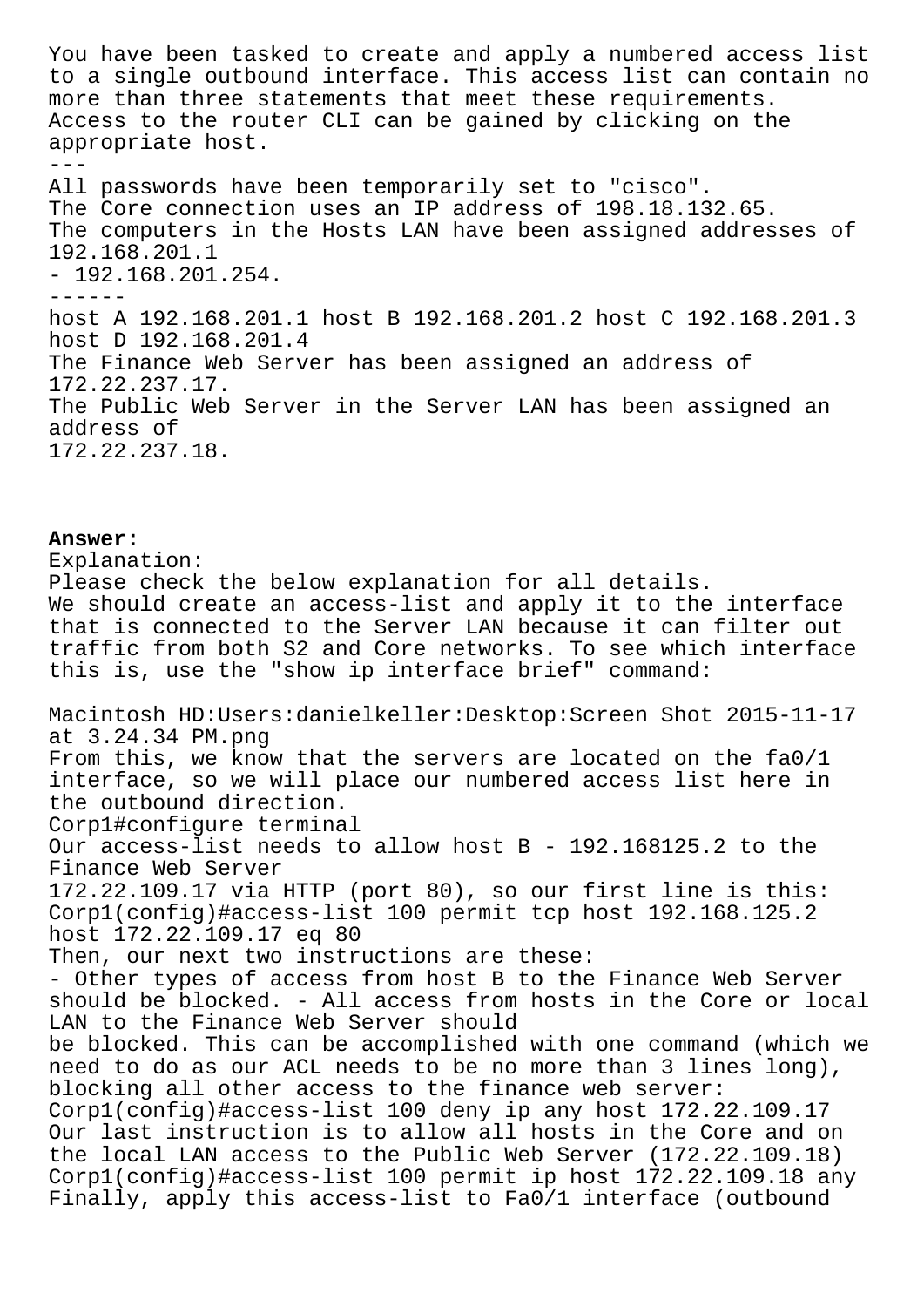You have been tasked to create and apply a numbered access list to a single outbound interface. This access list can contain no more than three statements that meet these requirements.
Access to the router CLI can be gained by clicking on the appropriate host.

---

All passwords have been temporarily set to "cisco".
The Core connection uses an IP address of 198.18.132.65.
The computers in the Hosts LAN have been assigned addresses of 192.168.201.1
- 192.168.201.254.

------

host A 192.168.201.1 host B 192.168.201.2 host C 192.168.201.3 host D 192.168.201.4
The Finance Web Server has been assigned an address of 172.22.237.17.
The Public Web Server in the Server LAN has been assigned an address of
172.22.237.18.

**Answer:**
Explanation:
Please check the below explanation for all details.
We should create an access-list and apply it to the interface that is connected to the Server LAN because it can filter out traffic from both S2 and Core networks. To see which interface this is, use the "show ip interface brief" command:

Macintosh HD:Users:danielkeller:Desktop:Screen Shot 2015-11-17 at 3.24.34 PM.png
From this, we know that the servers are located on the fa0/1 interface, so we will place our numbered access list here in the outbound direction.
Corp1#configure terminal
Our access-list needs to allow host B - 192.168125.2 to the Finance Web Server
172.22.109.17 via HTTP (port 80), so our first line is this:
Corp1(config)#access-list 100 permit tcp host 192.168.125.2 host 172.22.109.17 eq 80
Then, our next two instructions are these:
- Other types of access from host B to the Finance Web Server should be blocked. - All access from hosts in the Core or local LAN to the Finance Web Server should
be blocked. This can be accomplished with one command (which we need to do as our ACL needs to be no more than 3 lines long), blocking all other access to the finance web server:
Corp1(config)#access-list 100 deny ip any host 172.22.109.17
Our last instruction is to allow all hosts in the Core and on the local LAN access to the Public Web Server (172.22.109.18)
Corp1(config)#access-list 100 permit ip host 172.22.109.18 any
Finally, apply this access-list to Fa0/1 interface (outbound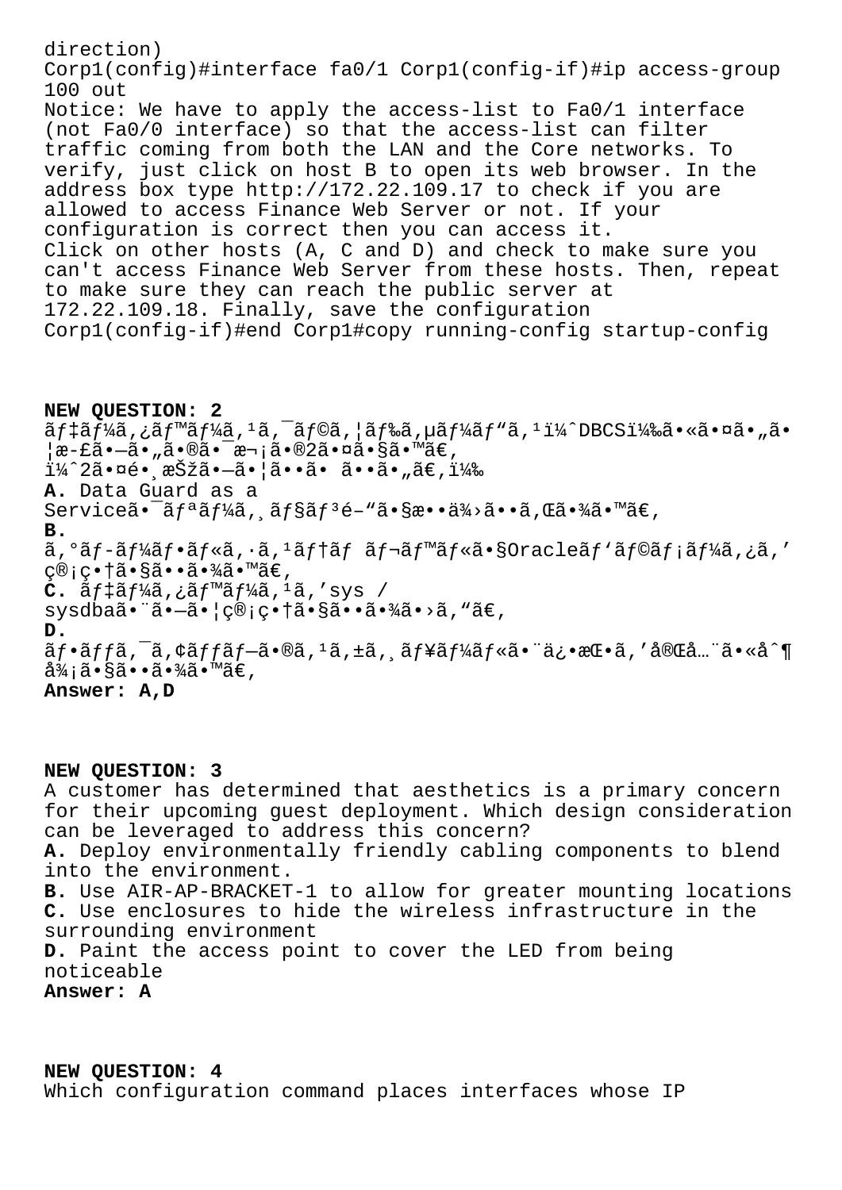direction)
Corp1(config)#interface fa0/1 Corp1(config-if)#ip access-group 100 out
Notice: We have to apply the access-list to Fa0/1 interface (not Fa0/0 interface) so that the access-list can filter traffic coming from both the LAN and the Core networks. To verify, just click on host B to open its web browser. In the address box type http://172.22.109.17 to check if you are allowed to access Finance Web Server or not. If your configuration is correct then you can access it.
Click on other hosts (A, C and D) and check to make sure you can't access Finance Web Server from these hosts. Then, repeat to make sure they can reach the public server at 172.22.109.18. Finally, save the configuration
Corp1(config-if)#end Corp1#copy running-config startup-config

**NEW QUESTION: 2**
ãƒ‡ãƒ¼ã,¿ãƒ™ãƒ¼ã,¹ã,¯ãƒ©ã,¦ãƒ‰ã,µãƒ¼ãƒ"ã,¹ï¼ˆDBCSï¼‰ã•«ã•¤ã•„ã•¦æ-£ã•—ã•„ã•®ã•¯æ¬¡ã•®2ã•¤ã•§ã•™ã€,
ï¼ˆ2ã•¤é•¸æŠžã•—ã•¦ã••ã• ã••ã•„ã€,ï¼‰
**A.** Data Guard as a Serviceã•¯ãƒªãƒ¼ã,¸ãƒ§ãƒ³é–"ã•§æ••ä¾›ã••ã,Œã•¾ã•™ã€,
**B.** ã,°ãƒ-ãƒ¼ãƒ•ãƒ«ã,·ã,¹ãƒ†ãƒ ãƒ¬ãƒ™ãƒ«ã•§Oracleãƒ'ãƒ©ãƒ¡ãƒ¼ã,¿ã,'ç®¡ç•†ã•§ã••ã•¾ã•™ã€,
**C.** ãƒ‡ãƒ¼ã,¿ãƒ™ãƒ¼ã,¹ã,'sys / sysdbaã•¨ã•—ã•¦ç®¡ç•†ã•§ã••ã•¾ã•›ã,"ã€,
**D.** ãƒ•ãƒƒã,¯ã,¢ãƒƒãƒ—ã•®ã,¹ã,±ã,¸ãƒ¥ãƒ¼ãƒ«ã•¨ä¿•æŒ•ã,'å®Œå…¨ã•«å^¶å¾¡ã•§ã••ã•¾ã•™ã€,
**Answer: A,D**

**NEW QUESTION: 3**
A customer has determined that aesthetics is a primary concern for their upcoming guest deployment. Which design consideration can be leveraged to address this concern?
**A.** Deploy environmentally friendly cabling components to blend into the environment.
**B.** Use AIR-AP-BRACKET-1 to allow for greater mounting locations
**C.** Use enclosures to hide the wireless infrastructure in the surrounding environment
**D.** Paint the access point to cover the LED from being noticeable
**Answer: A**

**NEW QUESTION: 4**
Which configuration command places interfaces whose IP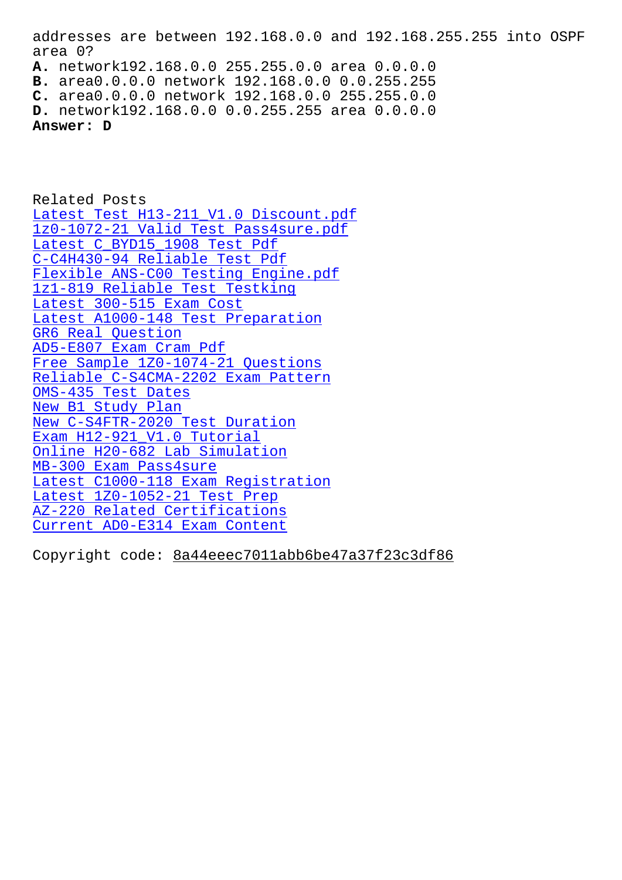addresses are between 192.168.0.0 and 192.168.255.255 into OSPF area 0?

**A.** network192.168.0.0 255.255.0.0 area 0.0.0.0
**B.** area0.0.0.0 network 192.168.0.0 0.0.255.255
**C.** area0.0.0.0 network 192.168.0.0 255.255.0.0
**D.** network192.168.0.0 0.0.255.255 area 0.0.0.0
**Answer: D**

Related Posts
Latest Test H13-211_V1.0 Discount.pdf
1z0-1072-21 Valid Test Pass4sure.pdf
Latest C_BYD15_1908 Test Pdf
C-C4H430-94 Reliable Test Pdf
Flexible ANS-C00 Testing Engine.pdf
1z1-819 Reliable Test Testking
Latest 300-515 Exam Cost
Latest A1000-148 Test Preparation
GR6 Real Question
AD5-E807 Exam Cram Pdf
Free Sample 1Z0-1074-21 Questions
Reliable C-S4CMA-2202 Exam Pattern
OMS-435 Test Dates
New B1 Study Plan
New C-S4FTR-2020 Test Duration
Exam H12-921_V1.0 Tutorial
Online H20-682 Lab Simulation
MB-300 Exam Pass4sure
Latest C1000-118 Exam Registration
Latest 1Z0-1052-21 Test Prep
AZ-220 Related Certifications
Current AD0-E314 Exam Content

Copyright code: 8a44eeec7011abb6be47a37f23c3df86